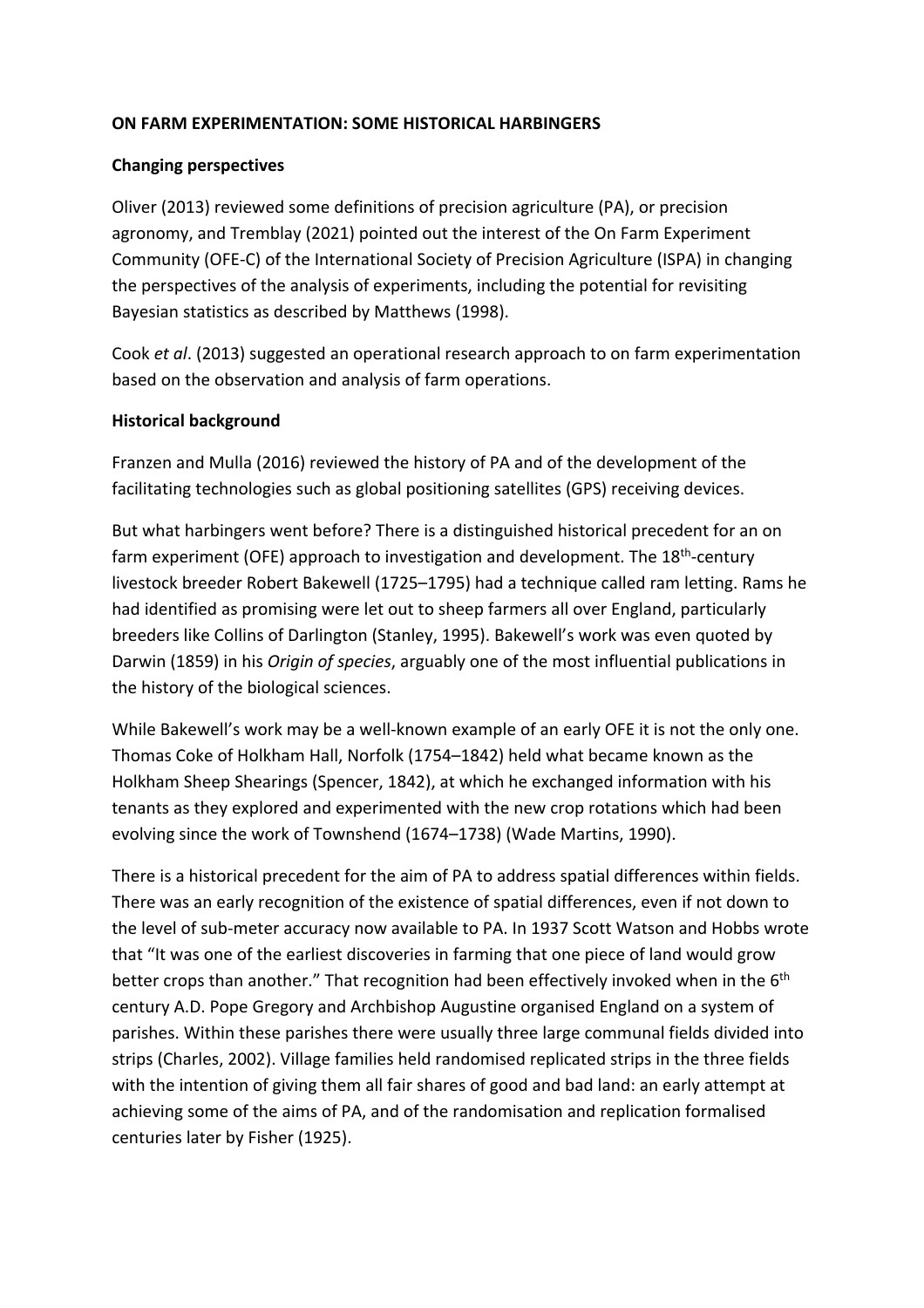# ON FARM EXPERIMENTATION: SOME HISTORICAL HARBINGERS

## Changing perspectives

Oliver (2013) reviewed some definitions of precision agriculture (PA), or precision agronomy, and Tremblay (2021) pointed out the interest of the On Farm Experiment Community (OFE-C) of the International Society of Precision Agriculture (ISPA) in changing the perspectives of the analysis of experiments, including the potential for revisiting Bayesian statistics as described by Matthews (1998).

Cook *et al*. (2013) suggested an operational research approach to on farm experimentation based on the observation and analysis of farm operations.

## Historical background

Franzen and Mulla (2016) reviewed the history of PA and of the development of the facilitating technologies such as global positioning satellites (GPS) receiving devices.

But what harbingers went before? There is a distinguished historical precedent for an on farm experiment (OFE) approach to investigation and development. The 18$^{th}$-century livestock breeder Robert Bakewell (1725–1795) had a technique called ram letting. Rams he had identified as promising were let out to sheep farmers all over England, particularly breeders like Collins of Darlington (Stanley, 1995). Bakewell's work was even quoted by Darwin (1859) in his *Origin of species*, arguably one of the most influential publications in the history of the biological sciences.

While Bakewell's work may be a well-known example of an early OFE it is not the only one. Thomas Coke of Holkham Hall, Norfolk (1754–1842) held what became known as the Holkham Sheep Shearings (Spencer, 1842), at which he exchanged information with his tenants as they explored and experimented with the new crop rotations which had been evolving since the work of Townshend (1674–1738) (Wade Martins, 1990).

There is a historical precedent for the aim of PA to address spatial differences within fields. There was an early recognition of the existence of spatial differences, even if not down to the level of sub-meter accuracy now available to PA. In 1937 Scott Watson and Hobbs wrote that "It was one of the earliest discoveries in farming that one piece of land would grow better crops than another." That recognition had been effectively invoked when in the 6$^{th}$ century A.D. Pope Gregory and Archbishop Augustine organised England on a system of parishes. Within these parishes there were usually three large communal fields divided into strips (Charles, 2002). Village families held randomised replicated strips in the three fields with the intention of giving them all fair shares of good and bad land: an early attempt at achieving some of the aims of PA, and of the randomisation and replication formalised centuries later by Fisher (1925).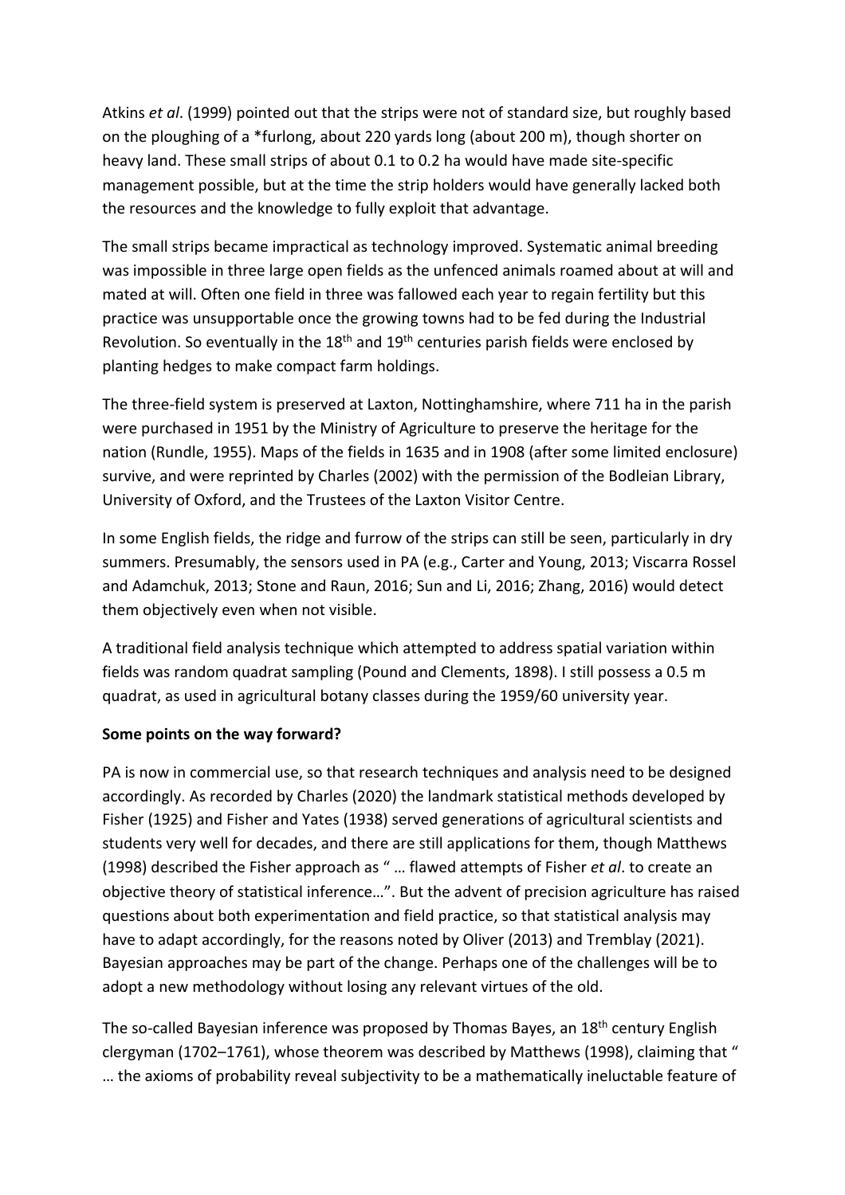Atkins *et al*. (1999) pointed out that the strips were not of standard size, but roughly based on the ploughing of a *furlong, about 220 yards long (about 200 m), though shorter on heavy land. These small strips of about 0.1 to 0.2 ha would have made site-specific management possible, but at the time the strip holders would have generally lacked both the resources and the knowledge to fully exploit that advantage.

The small strips became impractical as technology improved. Systematic animal breeding was impossible in three large open fields as the unfenced animals roamed about at will and mated at will. Often one field in three was fallowed each year to regain fertility but this practice was unsupportable once the growing towns had to be fed during the Industrial Revolution. So eventually in the 18th and 19th centuries parish fields were enclosed by planting hedges to make compact farm holdings.

The three-field system is preserved at Laxton, Nottinghamshire, where 711 ha in the parish were purchased in 1951 by the Ministry of Agriculture to preserve the heritage for the nation (Rundle, 1955). Maps of the fields in 1635 and in 1908 (after some limited enclosure) survive, and were reprinted by Charles (2002) with the permission of the Bodleian Library, University of Oxford, and the Trustees of the Laxton Visitor Centre.

In some English fields, the ridge and furrow of the strips can still be seen, particularly in dry summers. Presumably, the sensors used in PA (e.g., Carter and Young, 2013; Viscarra Rossel and Adamchuk, 2013; Stone and Raun, 2016; Sun and Li, 2016; Zhang, 2016) would detect them objectively even when not visible.

A traditional field analysis technique which attempted to address spatial variation within fields was random quadrat sampling (Pound and Clements, 1898). I still possess a 0.5 m quadrat, as used in agricultural botany classes during the 1959/60 university year.

**Some points on the way forward?**

PA is now in commercial use, so that research techniques and analysis need to be designed accordingly. As recorded by Charles (2020) the landmark statistical methods developed by Fisher (1925) and Fisher and Yates (1938) served generations of agricultural scientists and students very well for decades, and there are still applications for them, though Matthews (1998) described the Fisher approach as " … flawed attempts of Fisher *et al*. to create an objective theory of statistical inference…". But the advent of precision agriculture has raised questions about both experimentation and field practice, so that statistical analysis may have to adapt accordingly, for the reasons noted by Oliver (2013) and Tremblay (2021). Bayesian approaches may be part of the change. Perhaps one of the challenges will be to adopt a new methodology without losing any relevant virtues of the old.

The so-called Bayesian inference was proposed by Thomas Bayes, an 18th century English clergyman (1702–1761), whose theorem was described by Matthews (1998), claiming that " … the axioms of probability reveal subjectivity to be a mathematically ineluctable feature of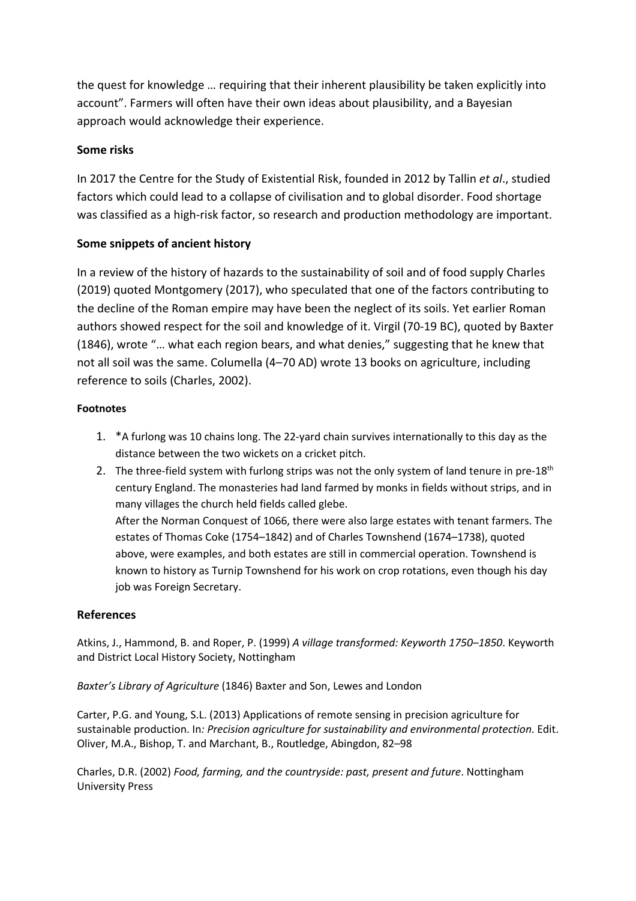the quest for knowledge … requiring that their inherent plausibility be taken explicitly into account". Farmers will often have their own ideas about plausibility, and a Bayesian approach would acknowledge their experience.

## Some risks

In 2017 the Centre for the Study of Existential Risk, founded in 2012 by Tallin *et al*., studied factors which could lead to a collapse of civilisation and to global disorder. Food shortage was classified as a high-risk factor, so research and production methodology are important.

## Some snippets of ancient history

In a review of the history of hazards to the sustainability of soil and of food supply Charles (2019) quoted Montgomery (2017), who speculated that one of the factors contributing to the decline of the Roman empire may have been the neglect of its soils. Yet earlier Roman authors showed respect for the soil and knowledge of it. Virgil (70-19 BC), quoted by Baxter (1846), wrote "… what each region bears, and what denies," suggesting that he knew that not all soil was the same. Columella (4–70 AD) wrote 13 books on agriculture, including reference to soils (Charles, 2002).

### Footnotes

1. *A furlong was 10 chains long. The 22-yard chain survives internationally to this day as the distance between the two wickets on a cricket pitch.
2. The three-field system with furlong strips was not the only system of land tenure in pre-18th century England. The monasteries had land farmed by monks in fields without strips, and in many villages the church held fields called glebe.
   After the Norman Conquest of 1066, there were also large estates with tenant farmers. The estates of Thomas Coke (1754–1842) and of Charles Townshend (1674–1738), quoted above, were examples, and both estates are still in commercial operation. Townshend is known to history as Turnip Townshend for his work on crop rotations, even though his day job was Foreign Secretary.

## References

Atkins, J., Hammond, B. and Roper, P. (1999) *A village transformed: Keyworth 1750–1850*. Keyworth and District Local History Society, Nottingham

*Baxter's Library of Agriculture* (1846) Baxter and Son, Lewes and London

Carter, P.G. and Young, S.L. (2013) Applications of remote sensing in precision agriculture for sustainable production. In*: Precision agriculture for sustainability and environmental protection*. Edit. Oliver, M.A., Bishop, T. and Marchant, B., Routledge, Abingdon, 82–98

Charles, D.R. (2002) *Food, farming, and the countryside: past, present and future*. Nottingham University Press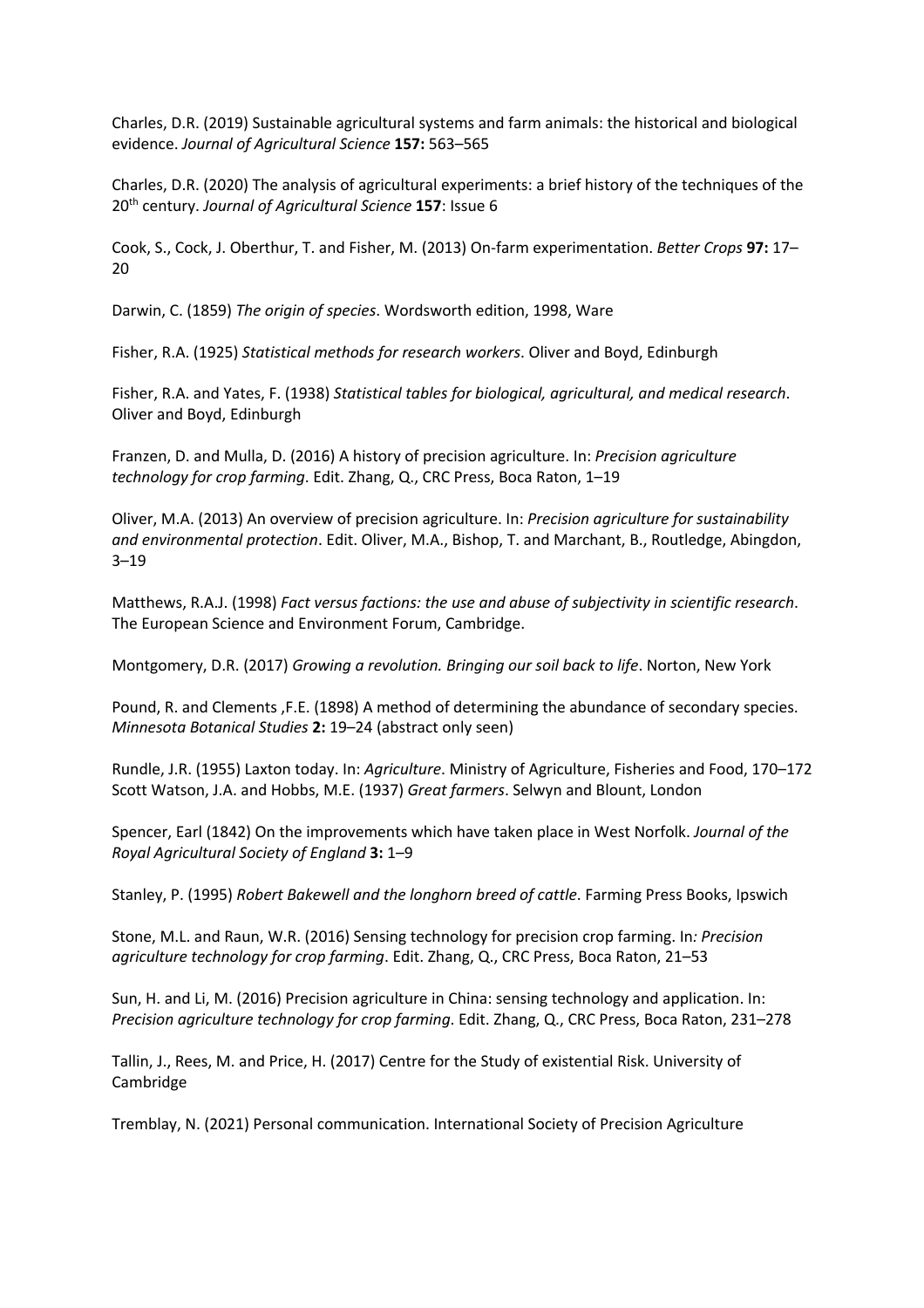Charles, D.R. (2019) Sustainable agricultural systems and farm animals: the historical and biological evidence. *Journal of Agricultural Science* **157:** 563–565

Charles, D.R. (2020) The analysis of agricultural experiments: a brief history of the techniques of the 20th century. *Journal of Agricultural Science* **157**: Issue 6

Cook, S., Cock, J. Oberthur, T. and Fisher, M. (2013) On-farm experimentation. *Better Crops* **97:** 17–20

Darwin, C. (1859) *The origin of species*. Wordsworth edition, 1998, Ware

Fisher, R.A. (1925) *Statistical methods for research workers*. Oliver and Boyd, Edinburgh

Fisher, R.A. and Yates, F. (1938) *Statistical tables for biological, agricultural, and medical research*. Oliver and Boyd, Edinburgh

Franzen, D. and Mulla, D. (2016) A history of precision agriculture. In: *Precision agriculture technology for crop farming*. Edit. Zhang, Q., CRC Press, Boca Raton, 1–19

Oliver, M.A. (2013) An overview of precision agriculture. In: *Precision agriculture for sustainability and environmental protection*. Edit. Oliver, M.A., Bishop, T. and Marchant, B., Routledge, Abingdon, 3–19

Matthews, R.A.J. (1998) *Fact versus factions: the use and abuse of subjectivity in scientific research*. The European Science and Environment Forum, Cambridge.

Montgomery, D.R. (2017) *Growing a revolution. Bringing our soil back to life*. Norton, New York

Pound, R. and Clements ,F.E. (1898) A method of determining the abundance of secondary species. *Minnesota Botanical Studies* **2:** 19–24 (abstract only seen)

Rundle, J.R. (1955) Laxton today. In: *Agriculture*. Ministry of Agriculture, Fisheries and Food, 170–172

Scott Watson, J.A. and Hobbs, M.E. (1937) *Great farmers*. Selwyn and Blount, London

Spencer, Earl (1842) On the improvements which have taken place in West Norfolk. *Journal of the Royal Agricultural Society of England* **3:** 1–9

Stanley, P. (1995) *Robert Bakewell and the longhorn breed of cattle*. Farming Press Books, Ipswich

Stone, M.L. and Raun, W.R. (2016) Sensing technology for precision crop farming. In*: Precision agriculture technology for crop farming*. Edit. Zhang, Q., CRC Press, Boca Raton, 21–53

Sun, H. and Li, M. (2016) Precision agriculture in China: sensing technology and application. In: *Precision agriculture technology for crop farming*. Edit. Zhang, Q., CRC Press, Boca Raton, 231–278

Tallin, J., Rees, M. and Price, H. (2017) Centre for the Study of existential Risk. University of Cambridge

Tremblay, N. (2021) Personal communication. International Society of Precision Agriculture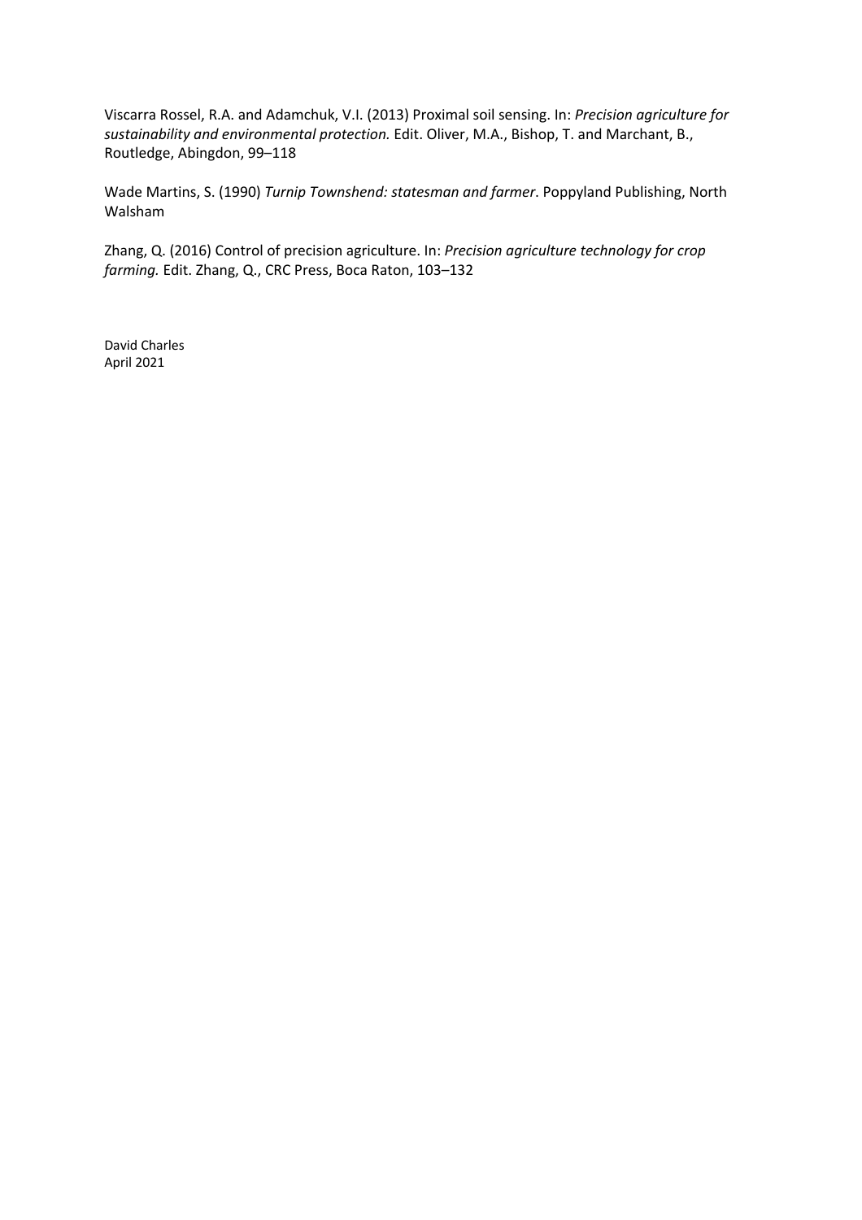Viscarra Rossel, R.A. and Adamchuk, V.I. (2013) Proximal soil sensing. In: *Precision agriculture for sustainability and environmental protection.* Edit. Oliver, M.A., Bishop, T. and Marchant, B., Routledge, Abingdon, 99–118

Wade Martins, S. (1990) *Turnip Townshend: statesman and farmer*. Poppyland Publishing, North Walsham

Zhang, Q. (2016) Control of precision agriculture. In: *Precision agriculture technology for crop farming.* Edit. Zhang, Q., CRC Press, Boca Raton, 103–132

David Charles
April 2021